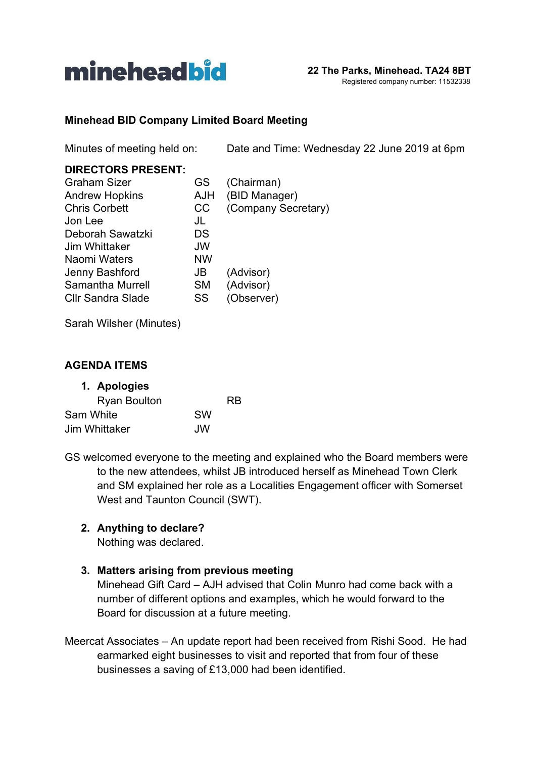**mineheadbid**

**22 The Parks, Minehead. TA24 8BT**
Registered company number: 11532338

**Minehead BID Company Limited Board Meeting**

Minutes of meeting held on: Date and Time: Wednesday 22 June 2019 at 6pm

**DIRECTORS PRESENT:**

| | | |
|---|---|---|
| Graham Sizer | GS | (Chairman) |
| Andrew Hopkins | AJH | (BID Manager) |
| Chris Corbett | CC | (Company Secretary) |
| Jon Lee | JL | |
| Deborah Sawatzki | DS | |
| Jim Whittaker | JW | |
| Naomi Waters | NW | |
| Jenny Bashford | JB | (Advisor) |
| Samantha Murrell | SM | (Advisor) |
| Cllr Sandra Slade | SS | (Observer) |

Sarah Wilsher (Minutes)

**AGENDA ITEMS**

1. **Apologies**

| | |
|---|---|
| Ryan Boulton | RB |
| Sam White | SW |
| Jim Whittaker | JW |

GS welcomed everyone to the meeting and explained who the Board members were to the new attendees, whilst JB introduced herself as Minehead Town Clerk and SM explained her role as a Localities Engagement officer with Somerset West and Taunton Council (SWT).

2. **Anything to declare?**
   Nothing was declared.

3. **Matters arising from previous meeting**
   Minehead Gift Card – AJH advised that Colin Munro had come back with a number of different options and examples, which he would forward to the Board for discussion at a future meeting.

Meercat Associates – An update report had been received from Rishi Sood. He had earmarked eight businesses to visit and reported that from four of these businesses a saving of £13,000 had been identified.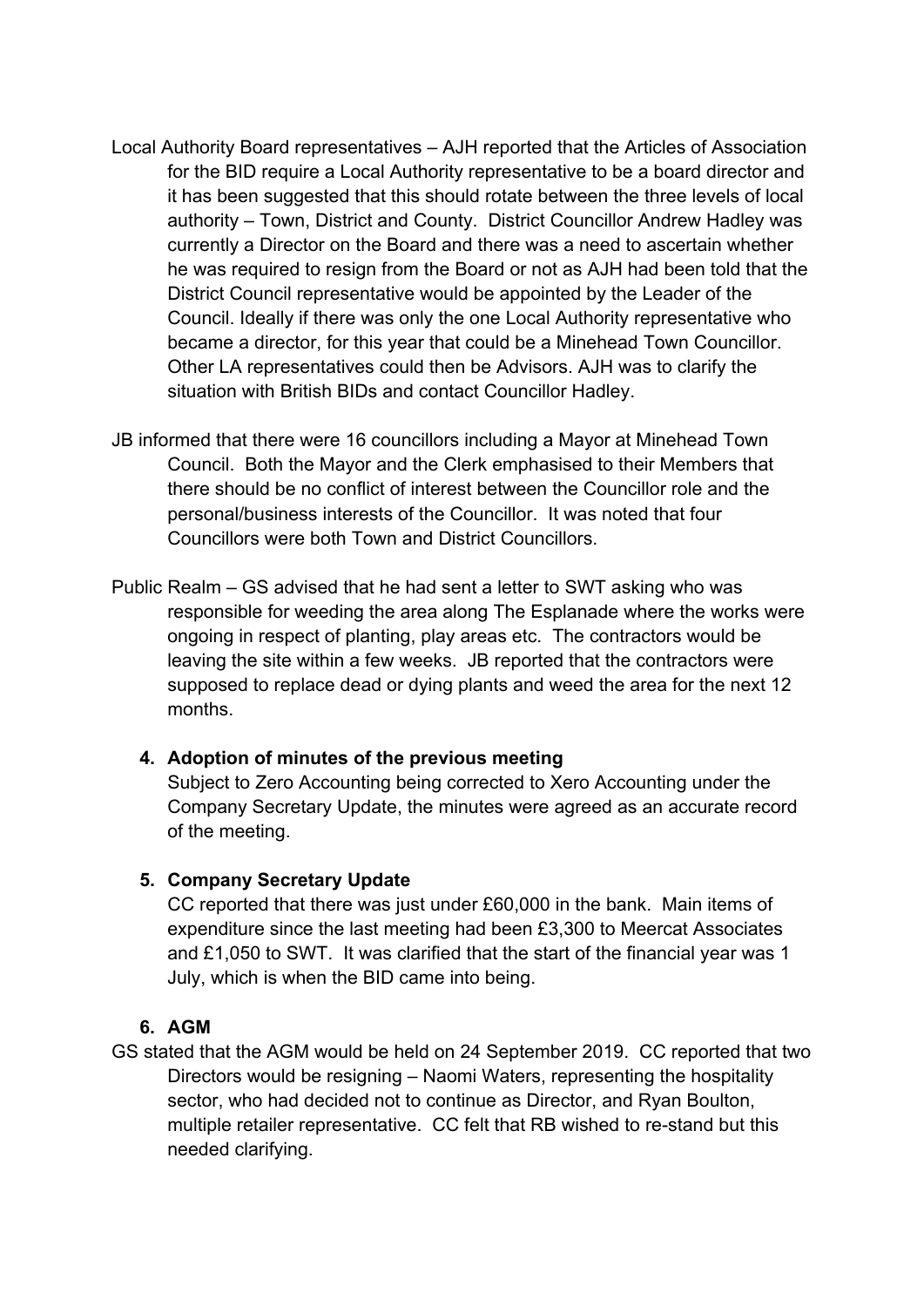Local Authority Board representatives – AJH reported that the Articles of Association for the BID require a Local Authority representative to be a board director and it has been suggested that this should rotate between the three levels of local authority – Town, District and County. District Councillor Andrew Hadley was currently a Director on the Board and there was a need to ascertain whether he was required to resign from the Board or not as AJH had been told that the District Council representative would be appointed by the Leader of the Council. Ideally if there was only the one Local Authority representative who became a director, for this year that could be a Minehead Town Councillor. Other LA representatives could then be Advisors. AJH was to clarify the situation with British BIDs and contact Councillor Hadley.

JB informed that there were 16 councillors including a Mayor at Minehead Town Council. Both the Mayor and the Clerk emphasised to their Members that there should be no conflict of interest between the Councillor role and the personal/business interests of the Councillor. It was noted that four Councillors were both Town and District Councillors.

Public Realm – GS advised that he had sent a letter to SWT asking who was responsible for weeding the area along The Esplanade where the works were ongoing in respect of planting, play areas etc. The contractors would be leaving the site within a few weeks. JB reported that the contractors were supposed to replace dead or dying plants and weed the area for the next 12 months.

4. **Adoption of minutes of the previous meeting**

   Subject to Zero Accounting being corrected to Xero Accounting under the Company Secretary Update, the minutes were agreed as an accurate record of the meeting.

5. **Company Secretary Update**

   CC reported that there was just under £60,000 in the bank. Main items of expenditure since the last meeting had been £3,300 to Meercat Associates and £1,050 to SWT. It was clarified that the start of the financial year was 1 July, which is when the BID came into being.

6. **AGM**

GS stated that the AGM would be held on 24 September 2019. CC reported that two Directors would be resigning – Naomi Waters, representing the hospitality sector, who had decided not to continue as Director, and Ryan Boulton, multiple retailer representative. CC felt that RB wished to re-stand but this needed clarifying.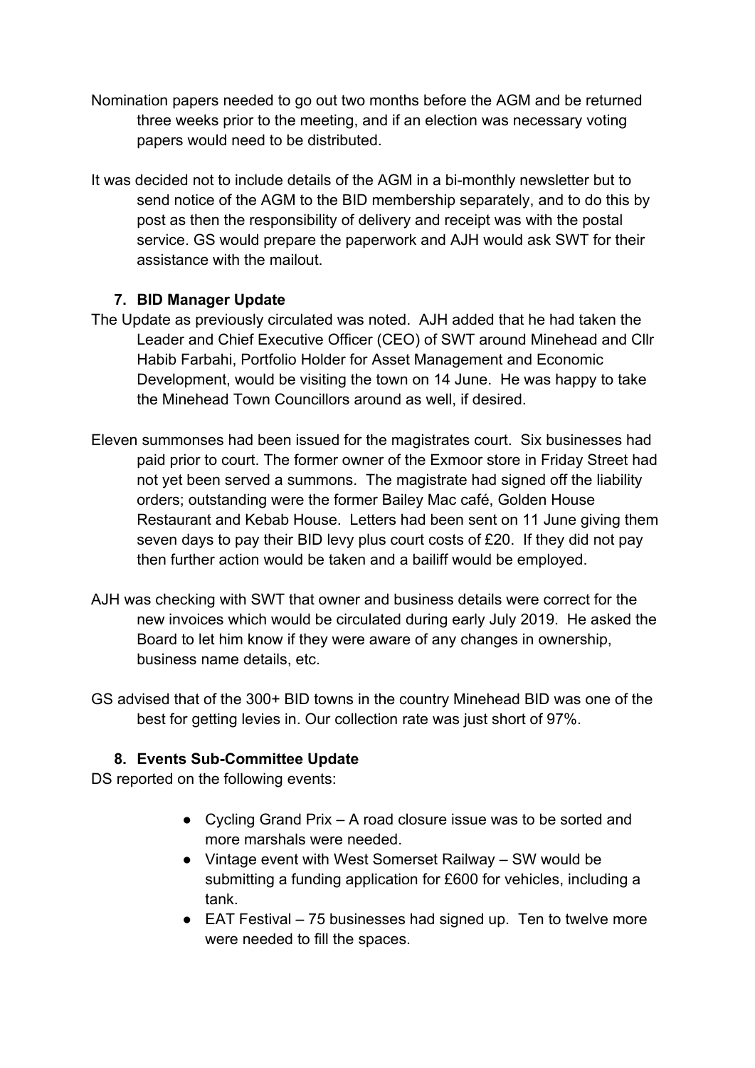Nomination papers needed to go out two months before the AGM and be returned three weeks prior to the meeting, and if an election was necessary voting papers would need to be distributed.

It was decided not to include details of the AGM in a bi-monthly newsletter but to send notice of the AGM to the BID membership separately, and to do this by post as then the responsibility of delivery and receipt was with the postal service. GS would prepare the paperwork and AJH would ask SWT for their assistance with the mailout.

### 7. BID Manager Update

The Update as previously circulated was noted. AJH added that he had taken the Leader and Chief Executive Officer (CEO) of SWT around Minehead and Cllr Habib Farbahi, Portfolio Holder for Asset Management and Economic Development, would be visiting the town on 14 June. He was happy to take the Minehead Town Councillors around as well, if desired.

Eleven summonses had been issued for the magistrates court. Six businesses had paid prior to court. The former owner of the Exmoor store in Friday Street had not yet been served a summons. The magistrate had signed off the liability orders; outstanding were the former Bailey Mac café, Golden House Restaurant and Kebab House. Letters had been sent on 11 June giving them seven days to pay their BID levy plus court costs of £20. If they did not pay then further action would be taken and a bailiff would be employed.

AJH was checking with SWT that owner and business details were correct for the new invoices which would be circulated during early July 2019. He asked the Board to let him know if they were aware of any changes in ownership, business name details, etc.

GS advised that of the 300+ BID towns in the country Minehead BID was one of the best for getting levies in. Our collection rate was just short of 97%.

### 8. Events Sub-Committee Update

DS reported on the following events:

- Cycling Grand Prix – A road closure issue was to be sorted and more marshals were needed.
- Vintage event with West Somerset Railway – SW would be submitting a funding application for £600 for vehicles, including a tank.
- EAT Festival – 75 businesses had signed up. Ten to twelve more were needed to fill the spaces.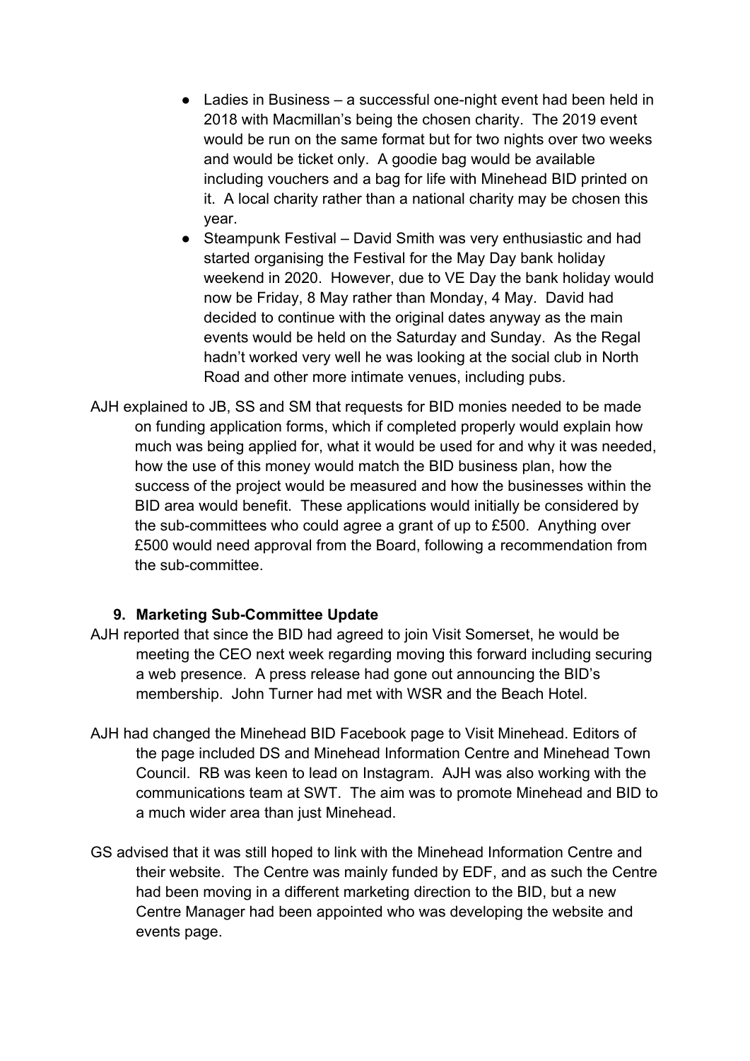- Ladies in Business – a successful one-night event had been held in 2018 with Macmillan's being the chosen charity. The 2019 event would be run on the same format but for two nights over two weeks and would be ticket only. A goodie bag would be available including vouchers and a bag for life with Minehead BID printed on it. A local charity rather than a national charity may be chosen this year.
- Steampunk Festival – David Smith was very enthusiastic and had started organising the Festival for the May Day bank holiday weekend in 2020. However, due to VE Day the bank holiday would now be Friday, 8 May rather than Monday, 4 May. David had decided to continue with the original dates anyway as the main events would be held on the Saturday and Sunday. As the Regal hadn't worked very well he was looking at the social club in North Road and other more intimate venues, including pubs.

AJH explained to JB, SS and SM that requests for BID monies needed to be made on funding application forms, which if completed properly would explain how much was being applied for, what it would be used for and why it was needed, how the use of this money would match the BID business plan, how the success of the project would be measured and how the businesses within the BID area would benefit. These applications would initially be considered by the sub-committees who could agree a grant of up to £500. Anything over £500 would need approval from the Board, following a recommendation from the sub-committee.

**9. Marketing Sub-Committee Update**

AJH reported that since the BID had agreed to join Visit Somerset, he would be meeting the CEO next week regarding moving this forward including securing a web presence. A press release had gone out announcing the BID's membership. John Turner had met with WSR and the Beach Hotel.

AJH had changed the Minehead BID Facebook page to Visit Minehead. Editors of the page included DS and Minehead Information Centre and Minehead Town Council. RB was keen to lead on Instagram. AJH was also working with the communications team at SWT. The aim was to promote Minehead and BID to a much wider area than just Minehead.

GS advised that it was still hoped to link with the Minehead Information Centre and their website. The Centre was mainly funded by EDF, and as such the Centre had been moving in a different marketing direction to the BID, but a new Centre Manager had been appointed who was developing the website and events page.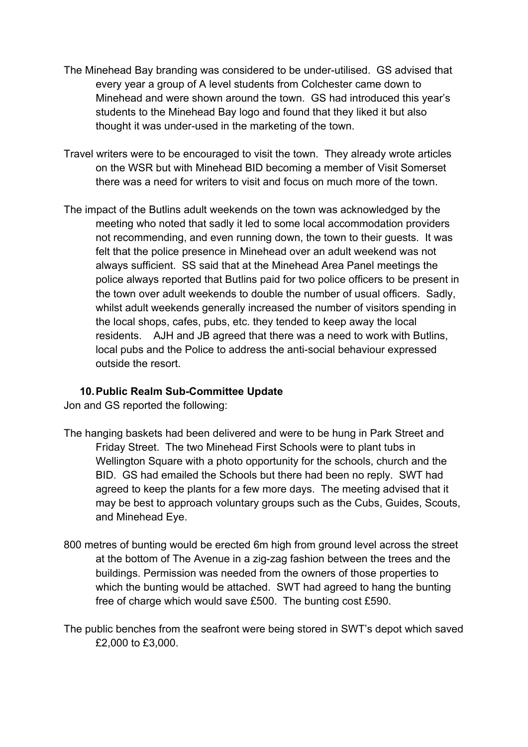The Minehead Bay branding was considered to be under-utilised. GS advised that every year a group of A level students from Colchester came down to Minehead and were shown around the town. GS had introduced this year's students to the Minehead Bay logo and found that they liked it but also thought it was under-used in the marketing of the town.

Travel writers were to be encouraged to visit the town. They already wrote articles on the WSR but with Minehead BID becoming a member of Visit Somerset there was a need for writers to visit and focus on much more of the town.

The impact of the Butlins adult weekends on the town was acknowledged by the meeting who noted that sadly it led to some local accommodation providers not recommending, and even running down, the town to their guests. It was felt that the police presence in Minehead over an adult weekend was not always sufficient. SS said that at the Minehead Area Panel meetings the police always reported that Butlins paid for two police officers to be present in the town over adult weekends to double the number of usual officers. Sadly, whilst adult weekends generally increased the number of visitors spending in the local shops, cafes, pubs, etc. they tended to keep away the local residents. AJH and JB agreed that there was a need to work with Butlins, local pubs and the Police to address the anti-social behaviour expressed outside the resort.

**10. Public Realm Sub-Committee Update**

Jon and GS reported the following:

The hanging baskets had been delivered and were to be hung in Park Street and Friday Street. The two Minehead First Schools were to plant tubs in Wellington Square with a photo opportunity for the schools, church and the BID. GS had emailed the Schools but there had been no reply. SWT had agreed to keep the plants for a few more days. The meeting advised that it may be best to approach voluntary groups such as the Cubs, Guides, Scouts, and Minehead Eye.

800 metres of bunting would be erected 6m high from ground level across the street at the bottom of The Avenue in a zig-zag fashion between the trees and the buildings. Permission was needed from the owners of those properties to which the bunting would be attached. SWT had agreed to hang the bunting free of charge which would save £500. The bunting cost £590.

The public benches from the seafront were being stored in SWT's depot which saved £2,000 to £3,000.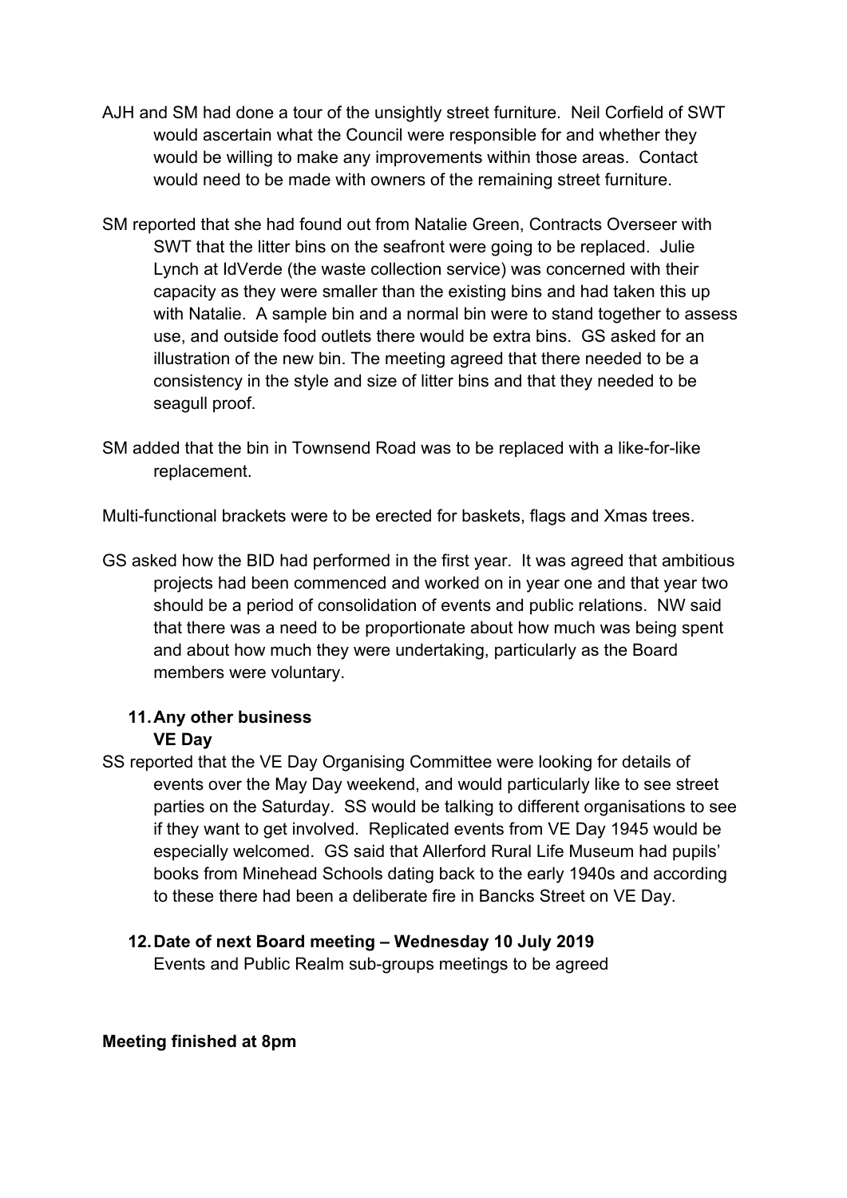AJH and SM had done a tour of the unsightly street furniture. Neil Corfield of SWT would ascertain what the Council were responsible for and whether they would be willing to make any improvements within those areas. Contact would need to be made with owners of the remaining street furniture.

SM reported that she had found out from Natalie Green, Contracts Overseer with SWT that the litter bins on the seafront were going to be replaced. Julie Lynch at IdVerde (the waste collection service) was concerned with their capacity as they were smaller than the existing bins and had taken this up with Natalie. A sample bin and a normal bin were to stand together to assess use, and outside food outlets there would be extra bins. GS asked for an illustration of the new bin. The meeting agreed that there needed to be a consistency in the style and size of litter bins and that they needed to be seagull proof.

SM added that the bin in Townsend Road was to be replaced with a like-for-like replacement.

Multi-functional brackets were to be erected for baskets, flags and Xmas trees.

GS asked how the BID had performed in the first year. It was agreed that ambitious projects had been commenced and worked on in year one and that year two should be a period of consolidation of events and public relations. NW said that there was a need to be proportionate about how much was being spent and about how much they were undertaking, particularly as the Board members were voluntary.

**11. Any other business**

**VE Day**

SS reported that the VE Day Organising Committee were looking for details of events over the May Day weekend, and would particularly like to see street parties on the Saturday. SS would be talking to different organisations to see if they want to get involved. Replicated events from VE Day 1945 would be especially welcomed. GS said that Allerford Rural Life Museum had pupils' books from Minehead Schools dating back to the early 1940s and according to these there had been a deliberate fire in Bancks Street on VE Day.

**12. Date of next Board meeting – Wednesday 10 July 2019**

Events and Public Realm sub-groups meetings to be agreed

**Meeting finished at 8pm**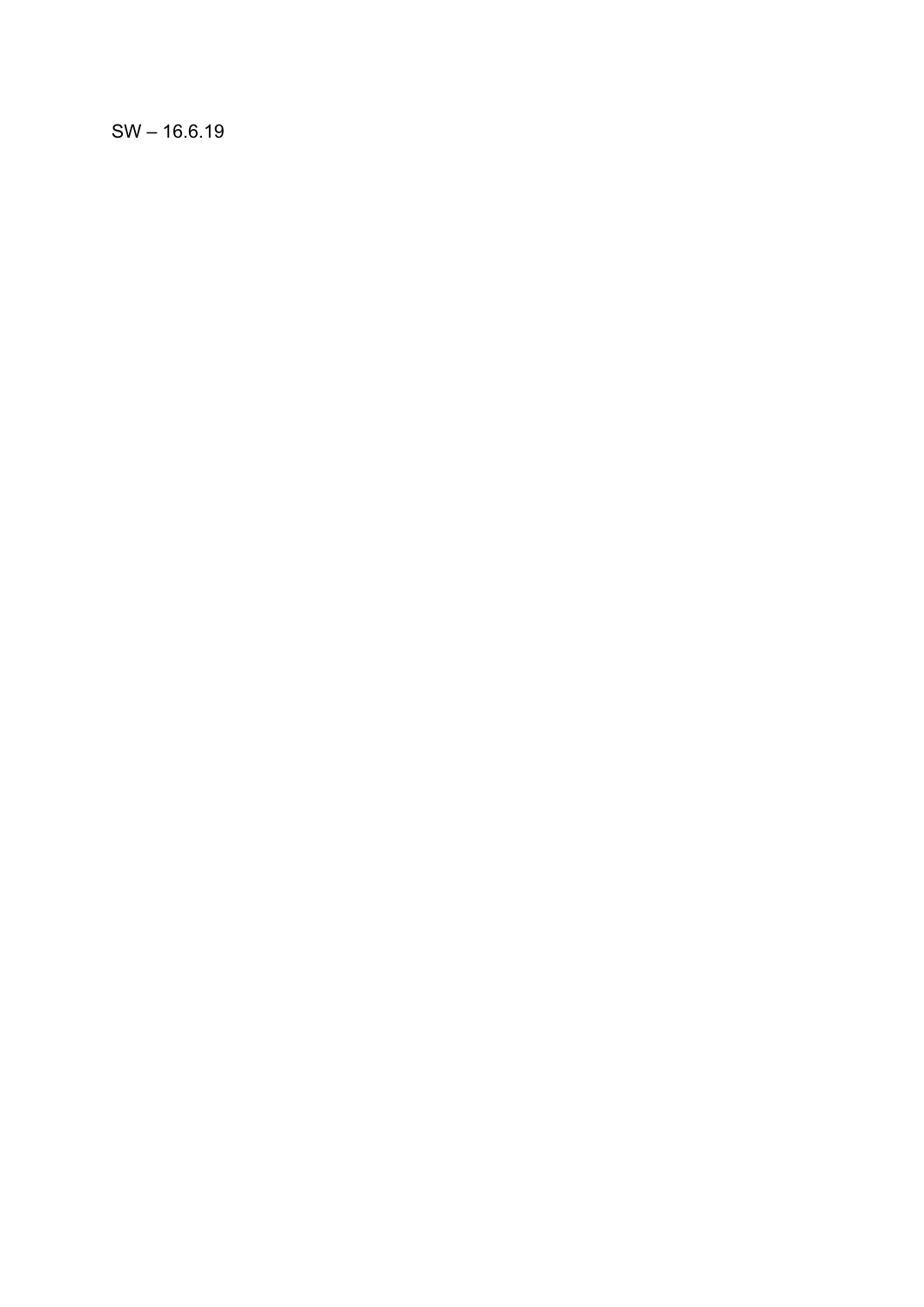SW – 16.6.19